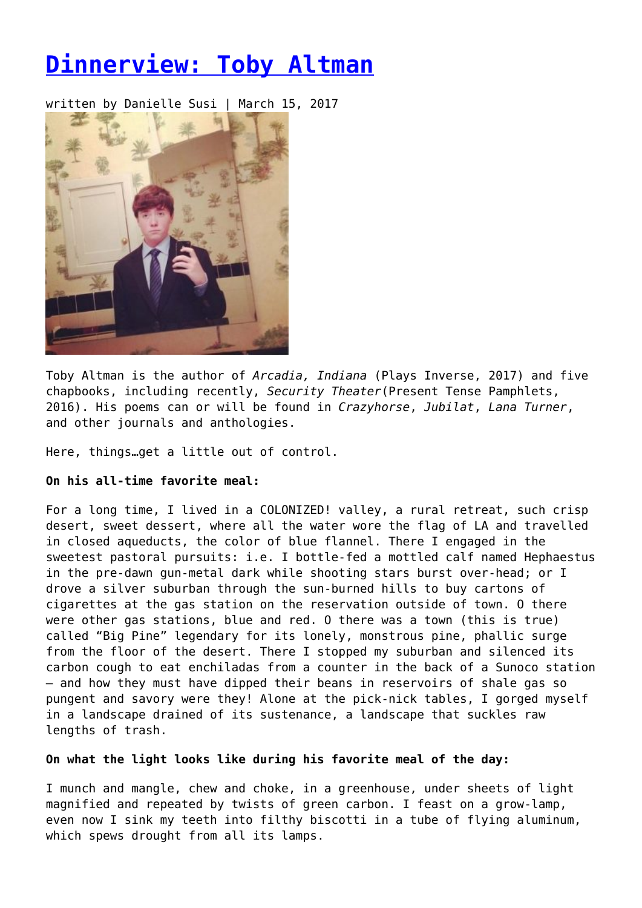# Dinnerview: Toby Altman

written by Danielle Susi | March 15, 2017

Toby Altman is the author of *Arcadia, Indiana* (Plays Inverse, 2017) and five chapbooks, including recently, *Security Theater*(Present Tense Pamphlets, 2016). His poems can or will be found in *Crazyhorse*, *Jubilat*, *Lana Turner*, and other journals and anthologies.

Here, things…get a little out of control.

**On his all-time favorite meal:**

For a long time, I lived in a COLONIZED! valley, a rural retreat, such crisp desert, sweet dessert, where all the water wore the flag of LA and travelled in closed aqueducts, the color of blue flannel. There I engaged in the sweetest pastoral pursuits: i.e. I bottle-fed a mottled calf named Hephaestus in the pre-dawn gun-metal dark while shooting stars burst over-head; or I drove a silver suburban through the sun-burned hills to buy cartons of cigarettes at the gas station on the reservation outside of town. O there were other gas stations, blue and red. O there was a town (this is true) called "Big Pine" legendary for its lonely, monstrous pine, phallic surge from the floor of the desert. There I stopped my suburban and silenced its carbon cough to eat enchiladas from a counter in the back of a Sunoco station – and how they must have dipped their beans in reservoirs of shale gas so pungent and savory were they! Alone at the pick-nick tables, I gorged myself in a landscape drained of its sustenance, a landscape that suckles raw lengths of trash.

**On what the light looks like during his favorite meal of the day:**

I munch and mangle, chew and choke, in a greenhouse, under sheets of light magnified and repeated by twists of green carbon. I feast on a grow-lamp, even now I sink my teeth into filthy biscotti in a tube of flying aluminum, which spews drought from all its lamps.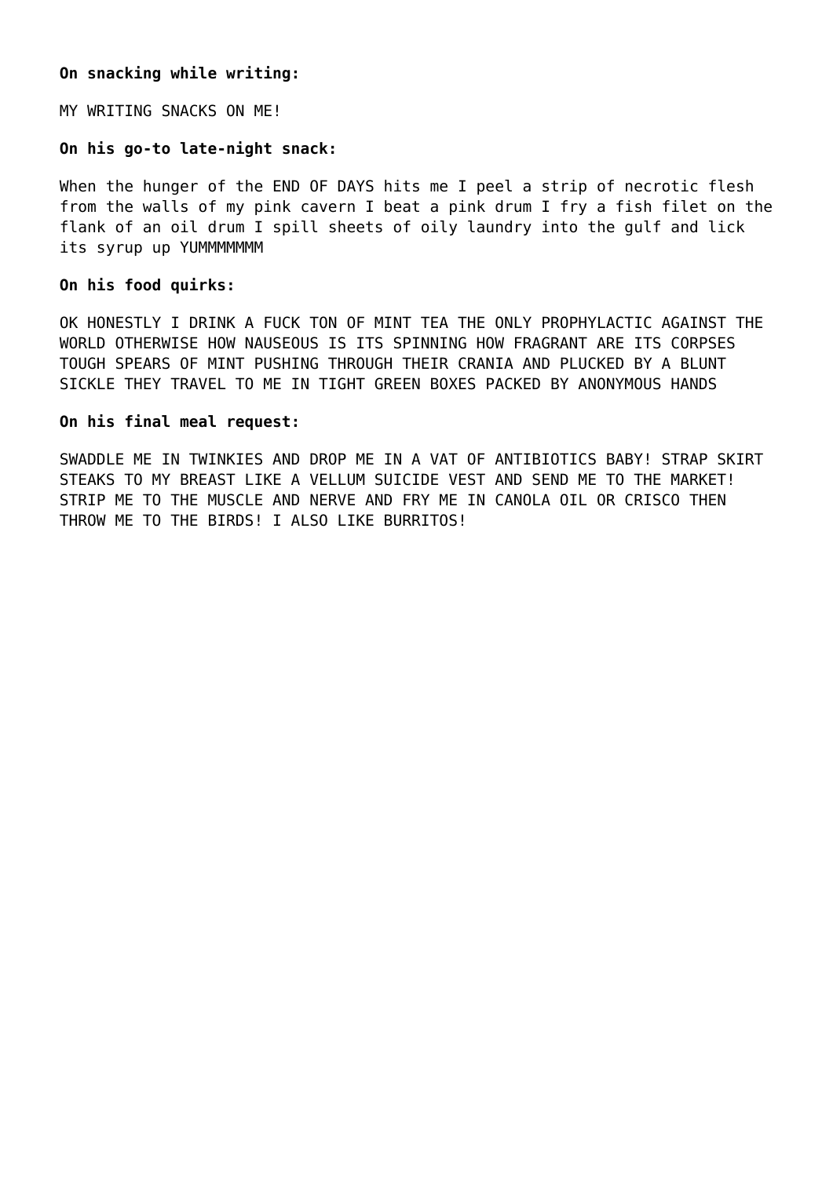**On snacking while writing:**

MY WRITING SNACKS ON ME!

**On his go-to late-night snack:**

When the hunger of the END OF DAYS hits me I peel a strip of necrotic flesh from the walls of my pink cavern I beat a pink drum I fry a fish filet on the flank of an oil drum I spill sheets of oily laundry into the gulf and lick its syrup up YUMMMMMMM

**On his food quirks:**

OK HONESTLY I DRINK A FUCK TON OF MINT TEA THE ONLY PROPHYLACTIC AGAINST THE WORLD OTHERWISE HOW NAUSEOUS IS ITS SPINNING HOW FRAGRANT ARE ITS CORPSES TOUGH SPEARS OF MINT PUSHING THROUGH THEIR CRANIA AND PLUCKED BY A BLUNT SICKLE THEY TRAVEL TO ME IN TIGHT GREEN BOXES PACKED BY ANONYMOUS HANDS

**On his final meal request:**

SWADDLE ME IN TWINKIES AND DROP ME IN A VAT OF ANTIBIOTICS BABY! STRAP SKIRT STEAKS TO MY BREAST LIKE A VELLUM SUICIDE VEST AND SEND ME TO THE MARKET! STRIP ME TO THE MUSCLE AND NERVE AND FRY ME IN CANOLA OIL OR CRISCO THEN THROW ME TO THE BIRDS! I ALSO LIKE BURRITOS!